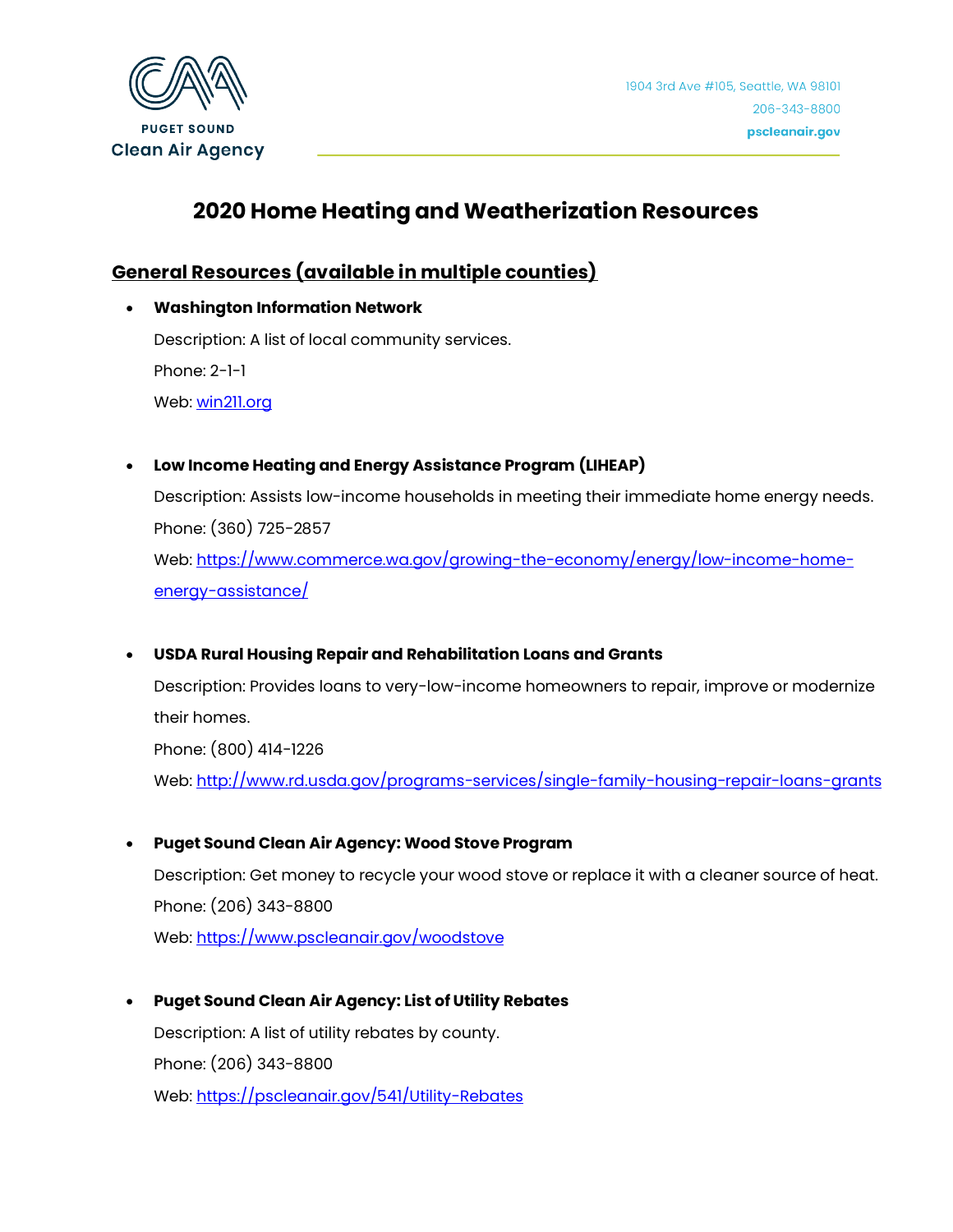Puget Sound Clean Air Agency

1904 3rd Ave #105, Seattle, WA 98101
206-343-8800
pscleanair.gov

# 2020 Home Heating and Weatherization Resources

## General Resources (available in multiple counties)

- **Washington Information Network**

  Description: A list of local community services.

  Phone: 2-1-1

  Web: [win211.org](win211.org)

- **Low Income Heating and Energy Assistance Program (LIHEAP)**

  Description: Assists low-income households in meeting their immediate home energy needs.

  Phone: (360) 725-2857

  Web: [https://www.commerce.wa.gov/growing-the-economy/energy/low-income-home-energy-assistance/](https://www.commerce.wa.gov/growing-the-economy/energy/low-income-home-energy-assistance/)

- **USDA Rural Housing Repair and Rehabilitation Loans and Grants**

  Description: Provides loans to very-low-income homeowners to repair, improve or modernize their homes.

  Phone: (800) 414-1226

  Web: [http://www.rd.usda.gov/programs-services/single-family-housing-repair-loans-grants](http://www.rd.usda.gov/programs-services/single-family-housing-repair-loans-grants)

- **Puget Sound Clean Air Agency: Wood Stove Program**

  Description: Get money to recycle your wood stove or replace it with a cleaner source of heat.

  Phone: (206) 343-8800

  Web: [https://www.pscleanair.gov/woodstove](https://www.pscleanair.gov/woodstove)

- **Puget Sound Clean Air Agency: List of Utility Rebates**

  Description: A list of utility rebates by county.

  Phone: (206) 343-8800

  Web: [https://pscleanair.gov/541/Utility-Rebates](https://pscleanair.gov/541/Utility-Rebates)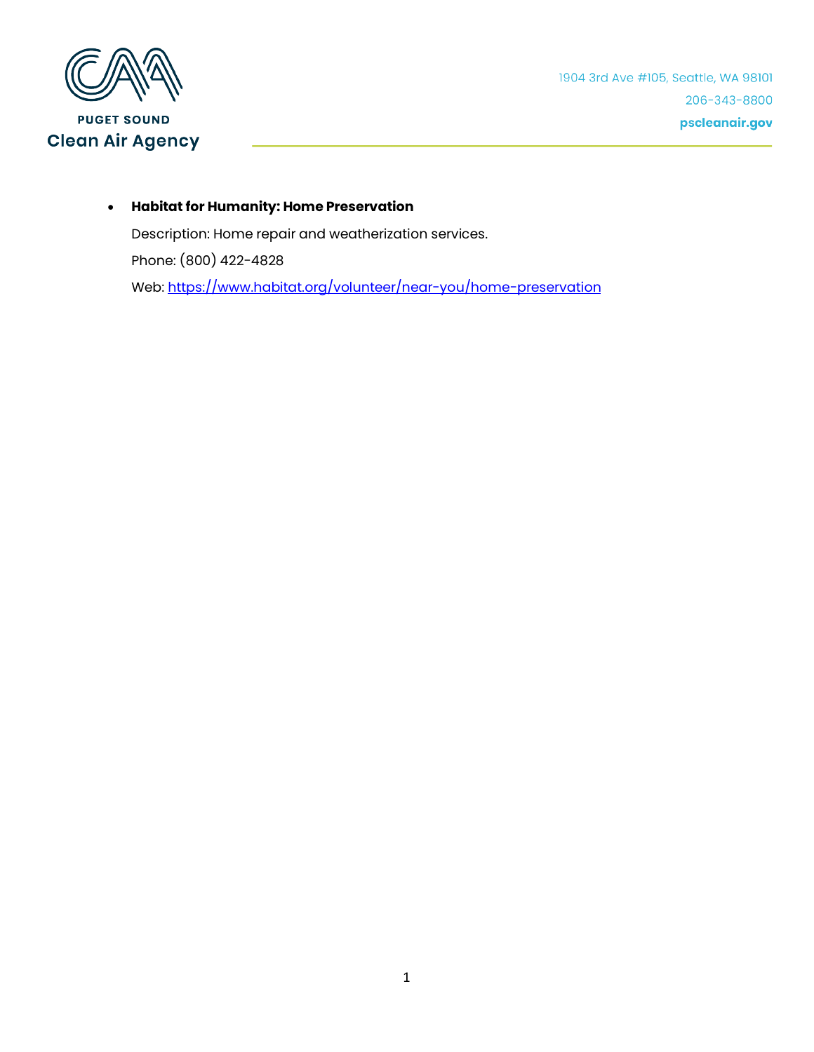- **Habitat for Humanity: Home Preservation**

  Description: Home repair and weatherization services.

  Phone: (800) 422-4828

  Web: https://www.habitat.org/volunteer/near-you/home-preservation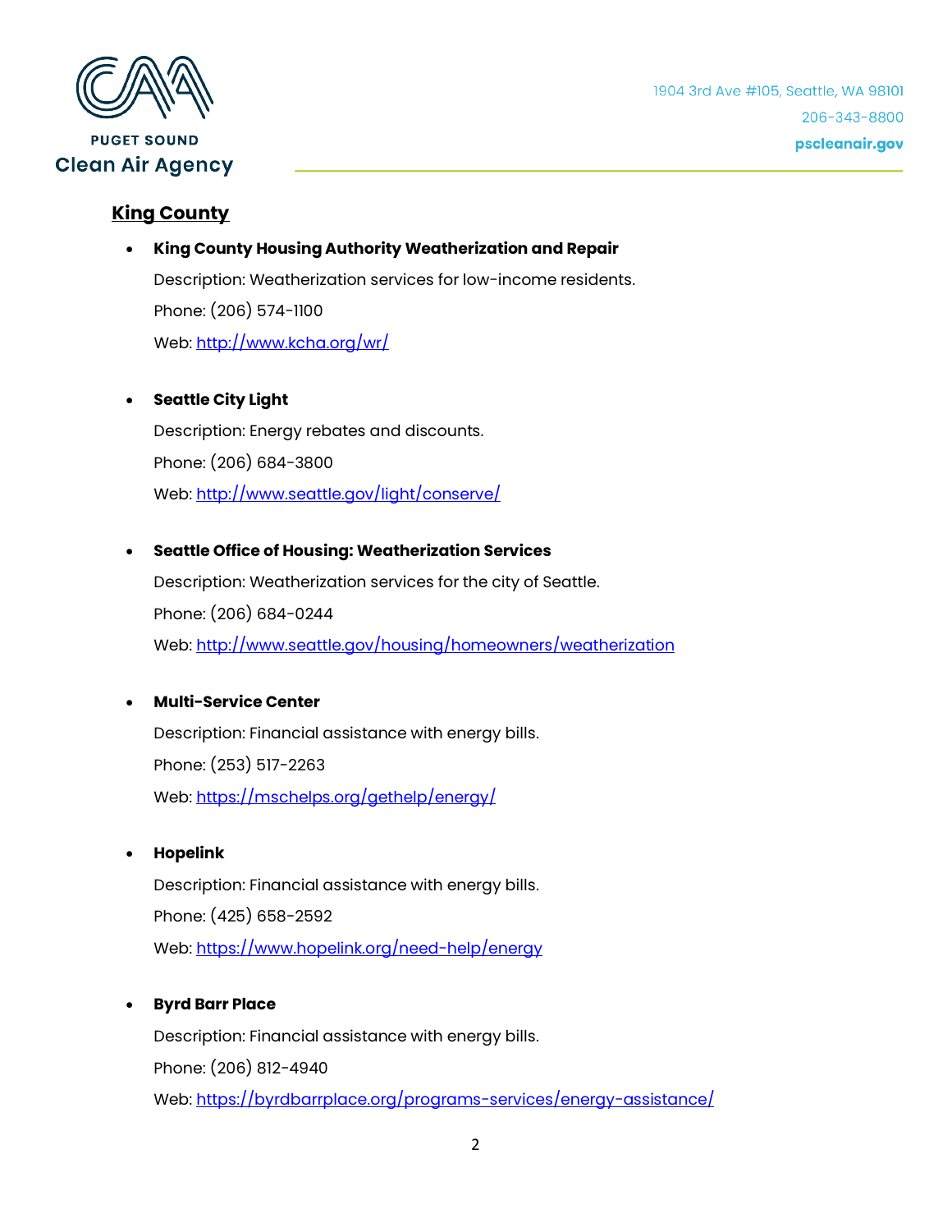## King County

- **King County Housing Authority Weatherization and Repair**

  Description: Weatherization services for low-income residents.

  Phone: (206) 574-1100

  Web: [http://www.kcha.org/wr/](http://www.kcha.org/wr/)

- **Seattle City Light**

  Description: Energy rebates and discounts.

  Phone: (206) 684-3800

  Web: [http://www.seattle.gov/light/conserve/](http://www.seattle.gov/light/conserve/)

- **Seattle Office of Housing: Weatherization Services**

  Description: Weatherization services for the city of Seattle.

  Phone: (206) 684-0244

  Web: [http://www.seattle.gov/housing/homeowners/weatherization](http://www.seattle.gov/housing/homeowners/weatherization)

- **Multi-Service Center**

  Description: Financial assistance with energy bills.

  Phone: (253) 517-2263

  Web: [https://mschelps.org/gethelp/energy/](https://mschelps.org/gethelp/energy/)

- **Hopelink**

  Description: Financial assistance with energy bills.

  Phone: (425) 658-2592

  Web: [https://www.hopelink.org/need-help/energy](https://www.hopelink.org/need-help/energy)

- **Byrd Barr Place**

  Description: Financial assistance with energy bills.

  Phone: (206) 812-4940

  Web: [https://byrdbarrplace.org/programs-services/energy-assistance/](https://byrdbarrplace.org/programs-services/energy-assistance/)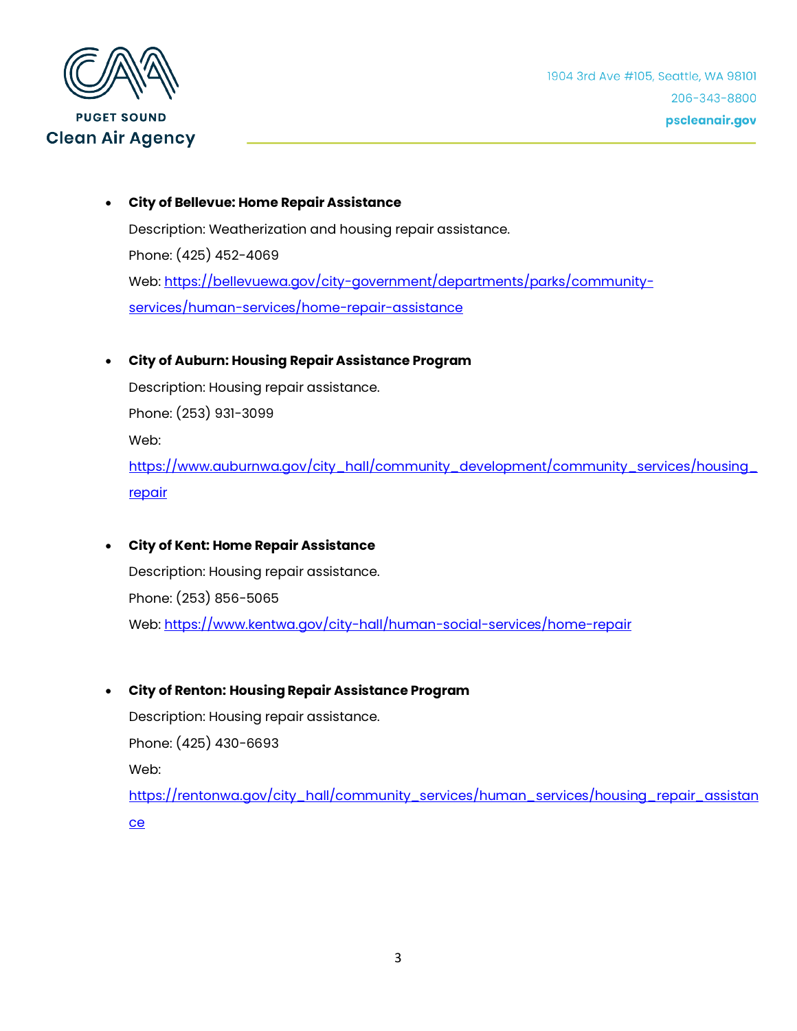- **City of Bellevue: Home Repair Assistance**

  Description: Weatherization and housing repair assistance.

  Phone: (425) 452-4069

  Web: https://bellevuewa.gov/city-government/departments/parks/community-services/human-services/home-repair-assistance

- **City of Auburn: Housing Repair Assistance Program**

  Description: Housing repair assistance.

  Phone: (253) 931-3099

  Web: https://www.auburnwa.gov/city_hall/community_development/community_services/housing_repair

- **City of Kent: Home Repair Assistance**

  Description: Housing repair assistance.

  Phone: (253) 856-5065

  Web: https://www.kentwa.gov/city-hall/human-social-services/home-repair

- **City of Renton: Housing Repair Assistance Program**

  Description: Housing repair assistance.

  Phone: (425) 430-6693

  Web: https://rentonwa.gov/city_hall/community_services/human_services/housing_repair_assistance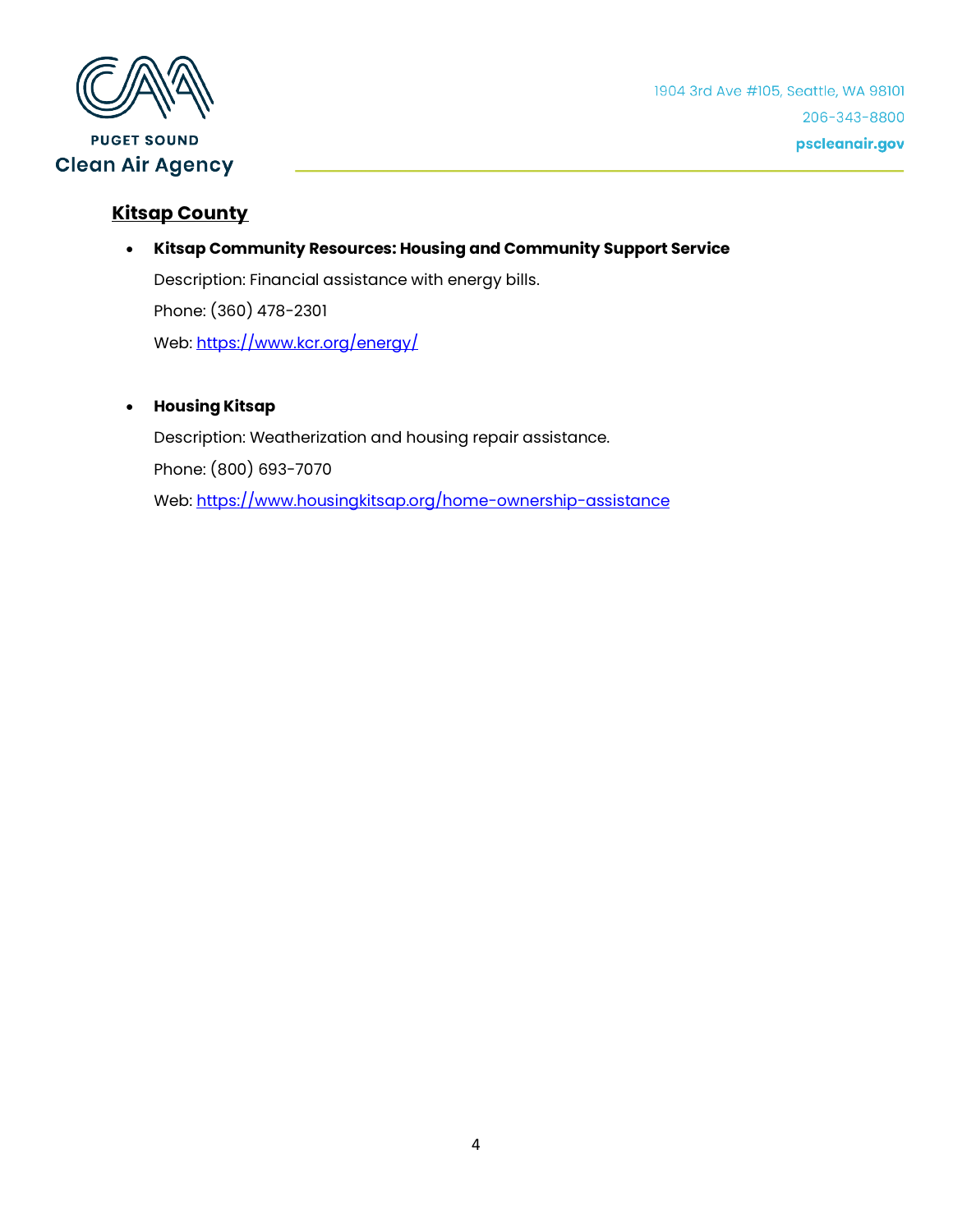## Kitsap County

- **Kitsap Community Resources: Housing and Community Support Service**

  Description: Financial assistance with energy bills.

  Phone: (360) 478-2301

  Web: [https://www.kcr.org/energy/](https://www.kcr.org/energy/)

- **Housing Kitsap**

  Description: Weatherization and housing repair assistance.

  Phone: (800) 693-7070

  Web: [https://www.housingkitsap.org/home-ownership-assistance](https://www.housingkitsap.org/home-ownership-assistance)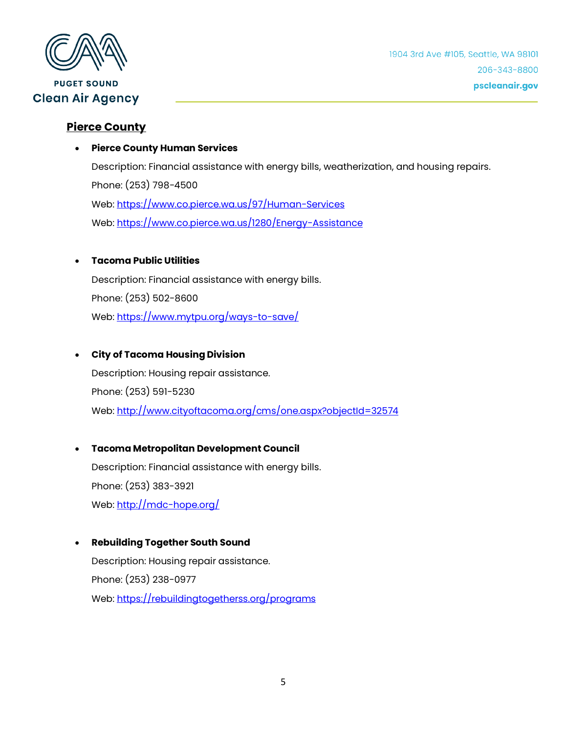## Pierce County

- **Pierce County Human Services**

  Description: Financial assistance with energy bills, weatherization, and housing repairs.

  Phone: (253) 798-4500

  Web: [https://www.co.pierce.wa.us/97/Human-Services](https://www.co.pierce.wa.us/97/Human-Services)

  Web: [https://www.co.pierce.wa.us/1280/Energy-Assistance](https://www.co.pierce.wa.us/1280/Energy-Assistance)

- **Tacoma Public Utilities**

  Description: Financial assistance with energy bills.

  Phone: (253) 502-8600

  Web: [https://www.mytpu.org/ways-to-save/](https://www.mytpu.org/ways-to-save/)

- **City of Tacoma Housing Division**

  Description: Housing repair assistance.

  Phone: (253) 591-5230

  Web: [http://www.cityoftacoma.org/cms/one.aspx?objectId=32574](http://www.cityoftacoma.org/cms/one.aspx?objectId=32574)

- **Tacoma Metropolitan Development Council**

  Description: Financial assistance with energy bills.

  Phone: (253) 383-3921

  Web: [http://mdc-hope.org/](http://mdc-hope.org/)

- **Rebuilding Together South Sound**

  Description: Housing repair assistance.

  Phone: (253) 238-0977

  Web: [https://rebuildingtogetherss.org/programs](https://rebuildingtogetherss.org/programs)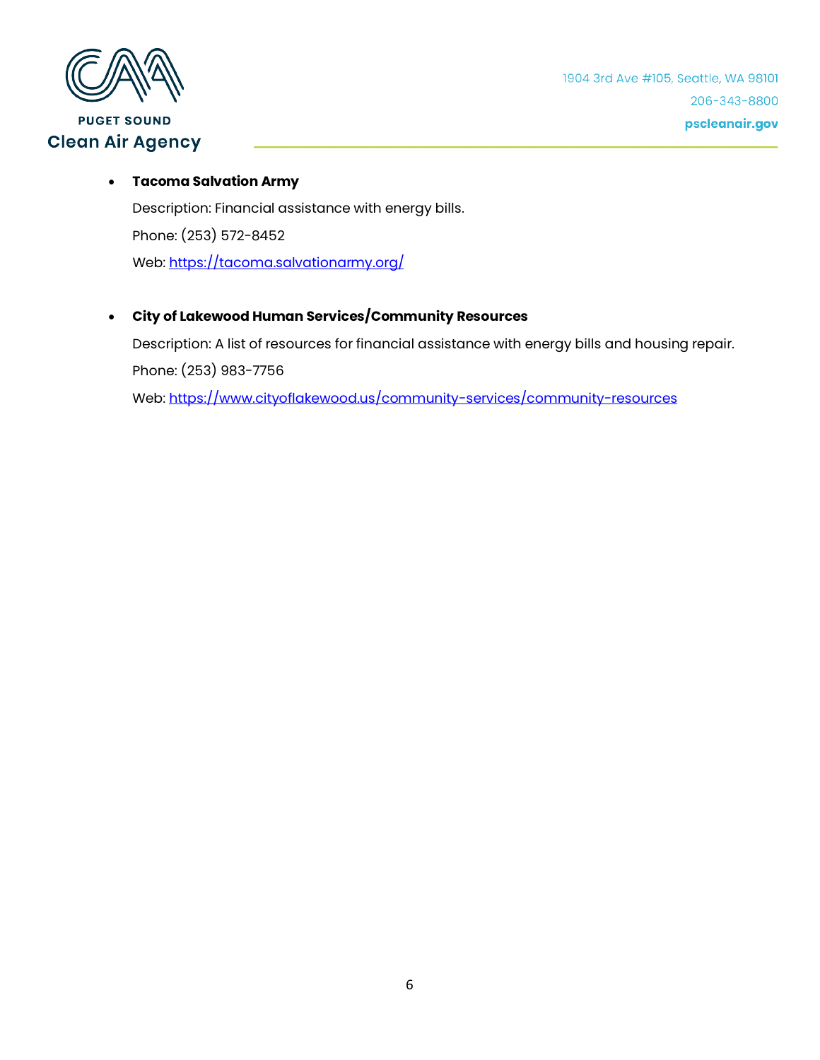- **Tacoma Salvation Army**

  Description: Financial assistance with energy bills.

  Phone: (253) 572-8452

  Web: [https://tacoma.salvationarmy.org/](https://tacoma.salvationarmy.org/)

- **City of Lakewood Human Services/Community Resources**

  Description: A list of resources for financial assistance with energy bills and housing repair.

  Phone: (253) 983-7756

  Web: [https://www.cityoflakewood.us/community-services/community-resources](https://www.cityoflakewood.us/community-services/community-resources)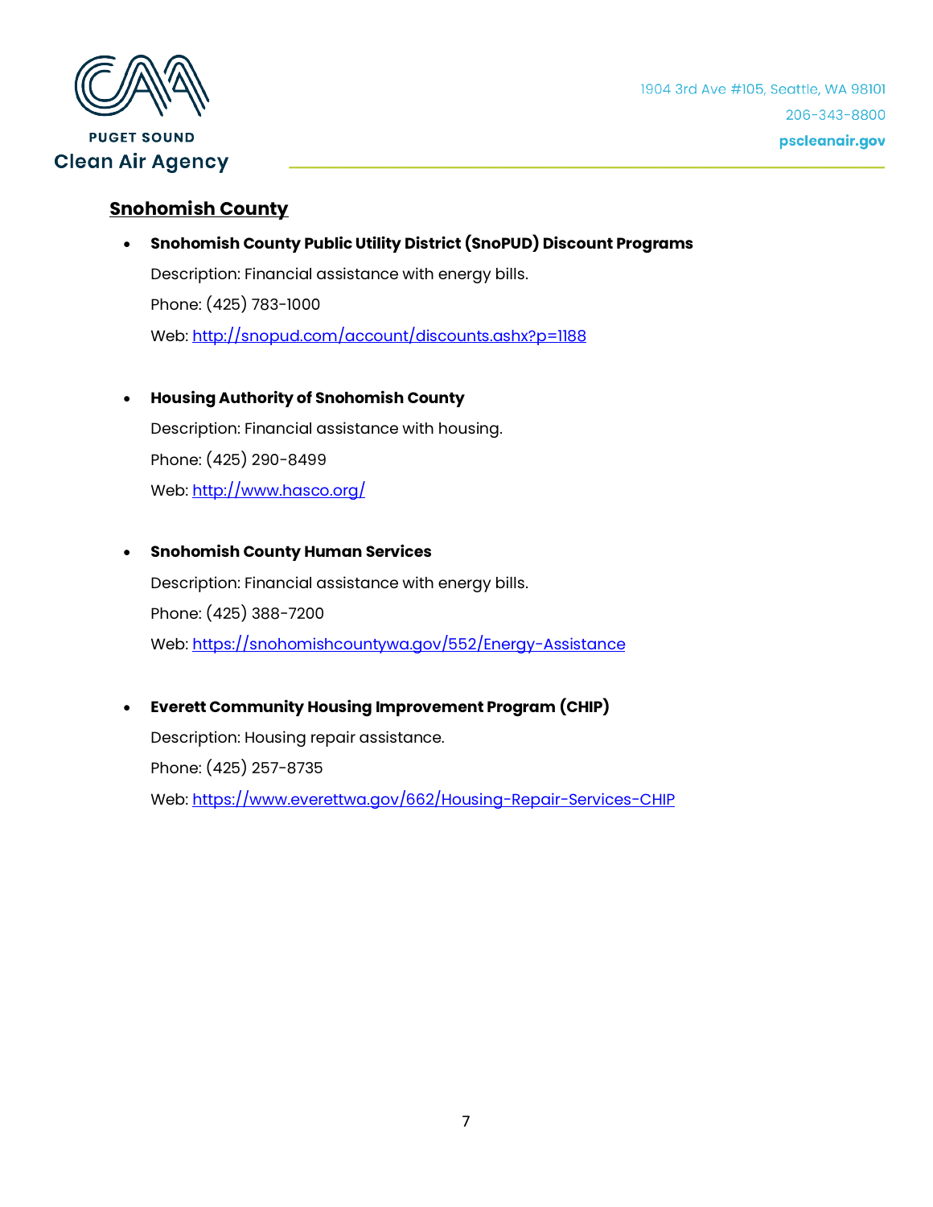## Snohomish County

- **Snohomish County Public Utility District (SnoPUD) Discount Programs**

  Description: Financial assistance with energy bills.

  Phone: (425) 783-1000

  Web: http://snopud.com/account/discounts.ashx?p=1188

- **Housing Authority of Snohomish County**

  Description: Financial assistance with housing.

  Phone: (425) 290-8499

  Web: http://www.hasco.org/

- **Snohomish County Human Services**

  Description: Financial assistance with energy bills.

  Phone: (425) 388-7200

  Web: https://snohomishcountywa.gov/552/Energy-Assistance

- **Everett Community Housing Improvement Program (CHIP)**

  Description: Housing repair assistance.

  Phone: (425) 257-8735

  Web: https://www.everettwa.gov/662/Housing-Repair-Services-CHIP